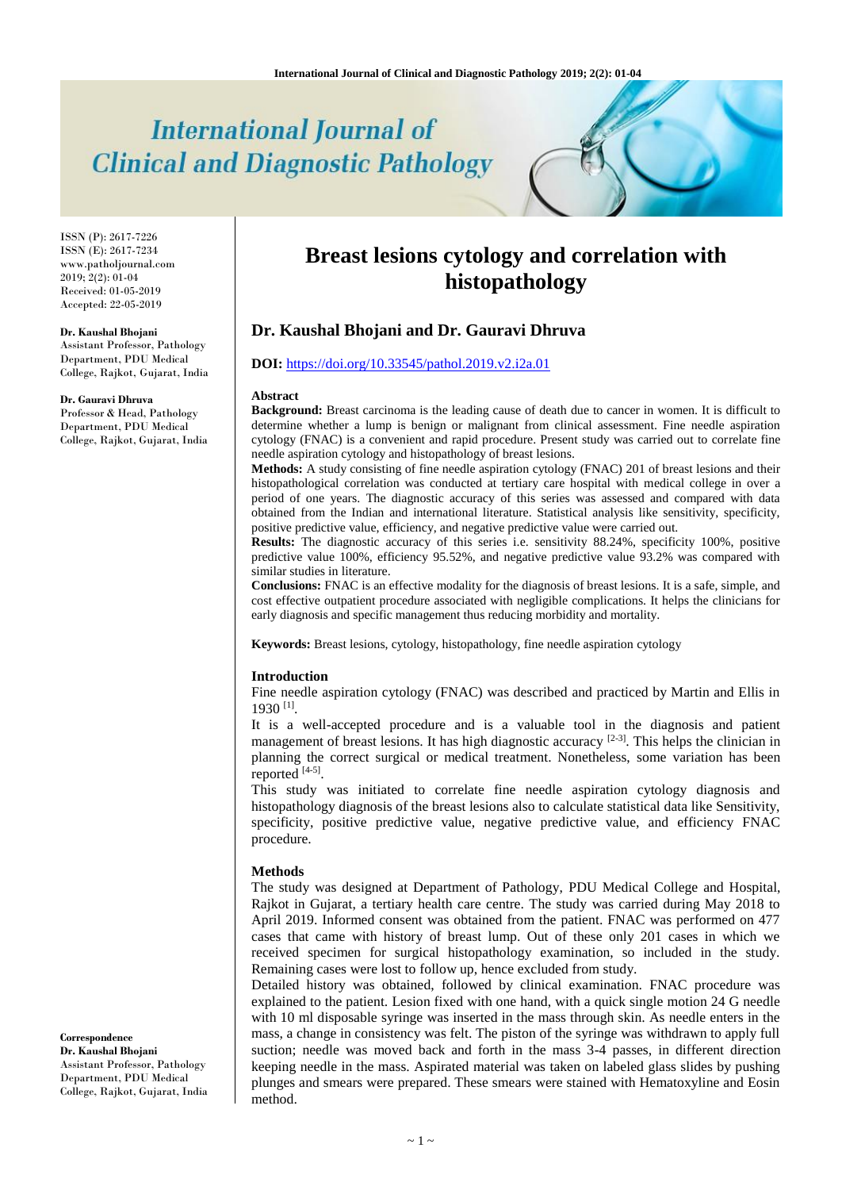# Breast lesions cytology and correlation with histopathology

**Dr. Kaushal Bhojani and Dr. Gauravi Dhruva**

**DOI:** https://doi.org/10.33545/pathol.2019.v2.i2a.01

ISSN (P): 2617-7226
ISSN (E): 2617-7234
www.patholjournal.com
2019; 2(2): 01-04
Received: 01-05-2019
Accepted: 22-05-2019

**Dr. Kaushal Bhojani**
Assistant Professor, Pathology Department, PDU Medical College, Rajkot, Gujarat, India

**Dr. Gauravi Dhruva**
Professor & Head, Pathology Department, PDU Medical College, Rajkot, Gujarat, India

**Correspondence**
**Dr. Kaushal Bhojani**
Assistant Professor, Pathology Department, PDU Medical College, Rajkot, Gujarat, India

## Abstract

**Background:** Breast carcinoma is the leading cause of death due to cancer in women. It is difficult to determine whether a lump is benign or malignant from clinical assessment. Fine needle aspiration cytology (FNAC) is a convenient and rapid procedure. Present study was carried out to correlate fine needle aspiration cytology and histopathology of breast lesions.

**Methods:** A study consisting of fine needle aspiration cytology (FNAC) 201 of breast lesions and their histopathological correlation was conducted at tertiary care hospital with medical college in over a period of one years. The diagnostic accuracy of this series was assessed and compared with data obtained from the Indian and international literature. Statistical analysis like sensitivity, specificity, positive predictive value, efficiency, and negative predictive value were carried out.

**Results:** The diagnostic accuracy of this series i.e. sensitivity 88.24%, specificity 100%, positive predictive value 100%, efficiency 95.52%, and negative predictive value 93.2% was compared with similar studies in literature.

**Conclusions:** FNAC is an effective modality for the diagnosis of breast lesions. It is a safe, simple, and cost effective outpatient procedure associated with negligible complications. It helps the clinicians for early diagnosis and specific management thus reducing morbidity and mortality.

**Keywords:** Breast lesions, cytology, histopathology, fine needle aspiration cytology

## Introduction

Fine needle aspiration cytology (FNAC) was described and practiced by Martin and Ellis in 1930 [1].

It is a well-accepted procedure and is a valuable tool in the diagnosis and patient management of breast lesions. It has high diagnostic accuracy [2-3]. This helps the clinician in planning the correct surgical or medical treatment. Nonetheless, some variation has been reported [4-5].

This study was initiated to correlate fine needle aspiration cytology diagnosis and histopathology diagnosis of the breast lesions also to calculate statistical data like Sensitivity, specificity, positive predictive value, negative predictive value, and efficiency FNAC procedure.

## Methods

The study was designed at Department of Pathology, PDU Medical College and Hospital, Rajkot in Gujarat, a tertiary health care centre. The study was carried during May 2018 to April 2019. Informed consent was obtained from the patient. FNAC was performed on 477 cases that came with history of breast lump. Out of these only 201 cases in which we received specimen for surgical histopathology examination, so included in the study. Remaining cases were lost to follow up, hence excluded from study.

Detailed history was obtained, followed by clinical examination. FNAC procedure was explained to the patient. Lesion fixed with one hand, with a quick single motion 24 G needle with 10 ml disposable syringe was inserted in the mass through skin. As needle enters in the mass, a change in consistency was felt. The piston of the syringe was withdrawn to apply full suction; needle was moved back and forth in the mass 3-4 passes, in different direction keeping needle in the mass. Aspirated material was taken on labeled glass slides by pushing plunges and smears were prepared. These smears were stained with Hematoxyline and Eosin method.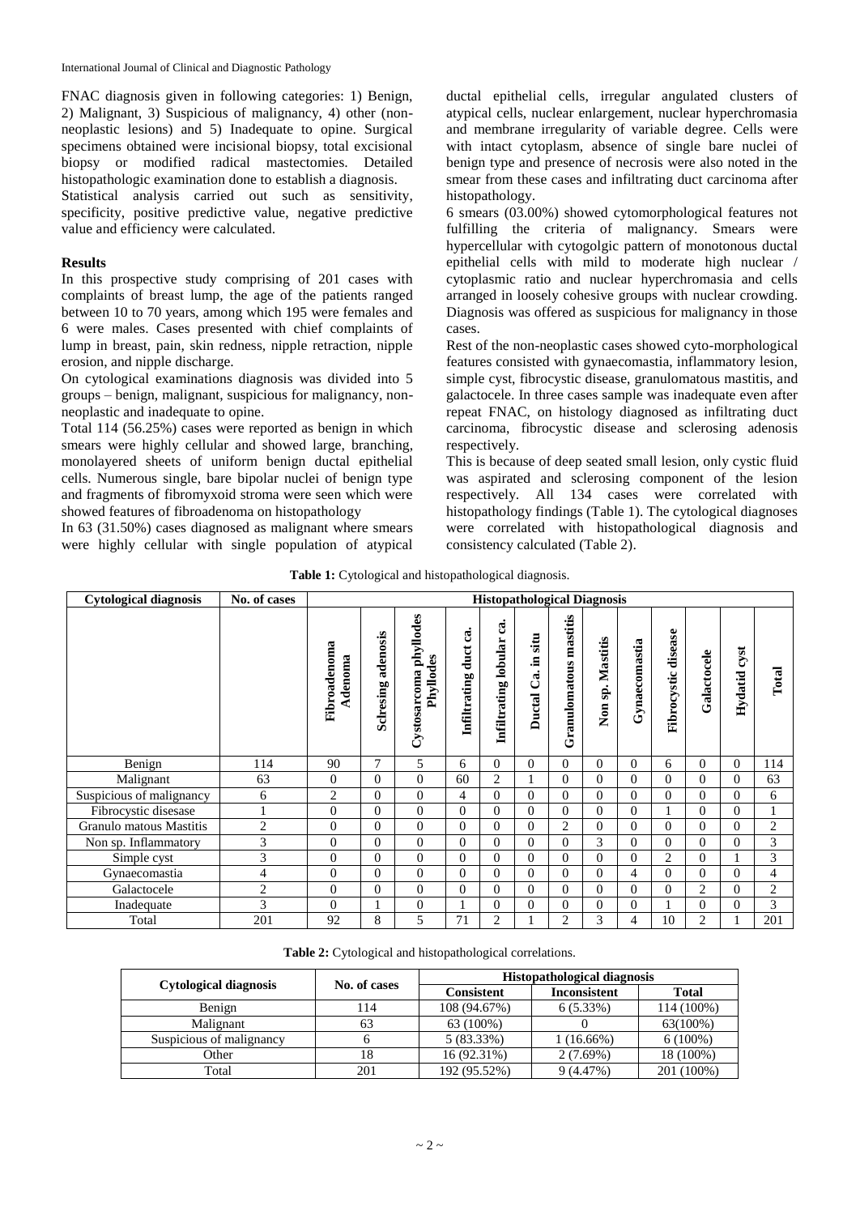FNAC diagnosis given in following categories: 1) Benign, 2) Malignant, 3) Suspicious of malignancy, 4) other (non-neoplastic lesions) and 5) Inadequate to opine. Surgical specimens obtained were incisional biopsy, total excisional biopsy or modified radical mastectomies. Detailed histopathologic examination done to establish a diagnosis.

Statistical analysis carried out such as sensitivity, specificity, positive predictive value, negative predictive value and efficiency were calculated.

## Results

In this prospective study comprising of 201 cases with complaints of breast lump, the age of the patients ranged between 10 to 70 years, among which 195 were females and 6 were males. Cases presented with chief complaints of lump in breast, pain, skin redness, nipple retraction, nipple erosion, and nipple discharge.

On cytological examinations diagnosis was divided into 5 groups – benign, malignant, suspicious for malignancy, non-neoplastic and inadequate to opine.

Total 114 (56.25%) cases were reported as benign in which smears were highly cellular and showed large, branching, monolayered sheets of uniform benign ductal epithelial cells. Numerous single, bare bipolar nuclei of benign type and fragments of fibromyxoid stroma were seen which were showed features of fibroadenoma on histopathology

In 63 (31.50%) cases diagnosed as malignant where smears were highly cellular with single population of atypical ductal epithelial cells, irregular angulated clusters of atypical cells, nuclear enlargement, nuclear hyperchromasia and membrane irregularity of variable degree. Cells were with intact cytoplasm, absence of single bare nuclei of benign type and presence of necrosis were also noted in the smear from these cases and infiltrating duct carcinoma after histopathology.

6 smears (03.00%) showed cytomorphological features not fulfilling the criteria of malignancy. Smears were hypercellular with cytogolgic pattern of monotonous ductal epithelial cells with mild to moderate high nuclear / cytoplasmic ratio and nuclear hyperchromasia and cells arranged in loosely cohesive groups with nuclear crowding. Diagnosis was offered as suspicious for malignancy in those cases.

Rest of the non-neoplastic cases showed cyto-morphological features consisted with gynaecomastia, inflammatory lesion, simple cyst, fibrocystic disease, granulomatous mastitis, and galactocele. In three cases sample was inadequate even after repeat FNAC, on histology diagnosed as infiltrating duct carcinoma, fibrocystic disease and sclerosing adenosis respectively.

This is because of deep seated small lesion, only cystic fluid was aspirated and sclerosing component of the lesion respectively. All 134 cases were correlated with histopathology findings (Table 1). The cytological diagnoses were correlated with histopathological diagnosis and consistency calculated (Table 2).

**Table 1:** Cytological and histopathological diagnosis.

| Cytological diagnosis | No. of cases | Histopathological Diagnosis | | | | | | | | | | | | |
|---|---|---|---|---|---|---|---|---|---|---|---|---|---|---|
| | | Fibroadenoma Adenoma | Sclresing adenosis | Cystosarcoma phyllodes Phyllodes | Infiltrating duct ca. | Infiltrating lobular ca. | Ductal Ca. in situ | Granulomatous mastitis | Non sp. Mastitis | Gynaecomastia | Fibrocystic disease | Galactocele | Hydatid cyst | Total |
| Benign | 114 | 90 | 7 | 5 | 6 | 0 | 0 | 0 | 0 | 0 | 6 | 0 | 0 | 114 |
| Malignant | 63 | 0 | 0 | 0 | 60 | 2 | 1 | 0 | 0 | 0 | 0 | 0 | 0 | 63 |
| Suspicious of malignancy | 6 | 2 | 0 | 0 | 4 | 0 | 0 | 0 | 0 | 0 | 0 | 0 | 0 | 6 |
| Fibrocystic disesase | 1 | 0 | 0 | 0 | 0 | 0 | 0 | 0 | 0 | 0 | 1 | 0 | 0 | 1 |
| Granulo matous Mastitis | 2 | 0 | 0 | 0 | 0 | 0 | 0 | 2 | 0 | 0 | 0 | 0 | 0 | 2 |
| Non sp. Inflammatory | 3 | 0 | 0 | 0 | 0 | 0 | 0 | 0 | 3 | 0 | 0 | 0 | 0 | 3 |
| Simple cyst | 3 | 0 | 0 | 0 | 0 | 0 | 0 | 0 | 0 | 0 | 2 | 0 | 1 | 3 |
| Gynaecomastia | 4 | 0 | 0 | 0 | 0 | 0 | 0 | 0 | 0 | 4 | 0 | 0 | 0 | 4 |
| Galactocele | 2 | 0 | 0 | 0 | 0 | 0 | 0 | 0 | 0 | 0 | 0 | 2 | 0 | 2 |
| Inadequate | 3 | 0 | 1 | 0 | 1 | 0 | 0 | 0 | 0 | 0 | 1 | 0 | 0 | 3 |
| Total | 201 | 92 | 8 | 5 | 71 | 2 | 1 | 2 | 3 | 4 | 10 | 2 | 1 | 201 |

**Table 2:** Cytological and histopathological correlations.

| Cytological diagnosis | No. of cases | Histopathological diagnosis | | |
|---|---|---|---|---|
| | | Consistent | Inconsistent | Total |
| Benign | 114 | 108 (94.67%) | 6 (5.33%) | 114 (100%) |
| Malignant | 63 | 63 (100%) | 0 | 63(100%) |
| Suspicious of malignancy | 6 | 5 (83.33%) | 1 (16.66%) | 6 (100%) |
| Other | 18 | 16 (92.31%) | 2 (7.69%) | 18 (100%) |
| Total | 201 | 192 (95.52%) | 9 (4.47%) | 201 (100%) |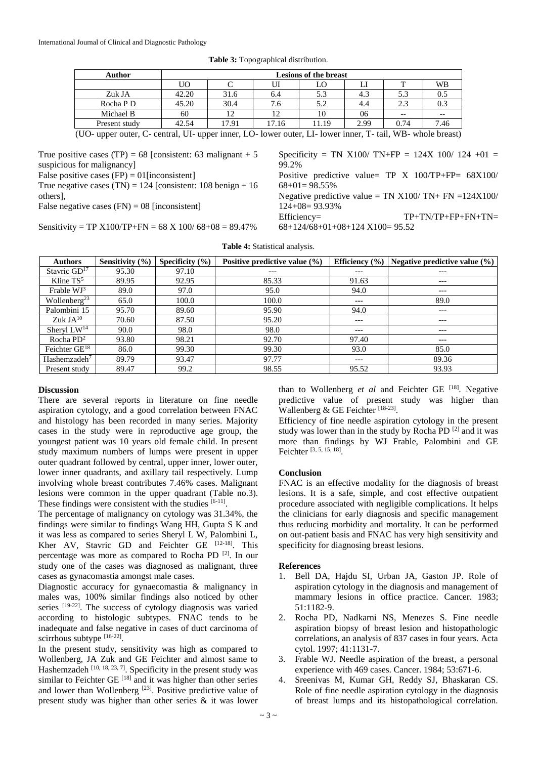**Table 3:** Topographical distribution.

| Author | Lesions of the breast | | | | | | |
|---|---|---|---|---|---|---|---|
| | UO | C | UI | LO | LI | T | WB |
| Zuk JA | 42.20 | 31.6 | 6.4 | 5.3 | 4.3 | 5.3 | 0.5 |
| Rocha P D | 45.20 | 30.4 | 7.6 | 5.2 | 4.4 | 2.3 | 0.3 |
| Michael B | 60 | 12 | 12 | 10 | 06 | -- | -- |
| Present study | 42.54 | 17.91 | 17.16 | 11.19 | 2.99 | 0.74 | 7.46 |

(UO- upper outer, C- central, UI- upper inner, LO- lower outer, LI- lower inner, T- tail, WB- whole breast)

True positive cases (TP) = 68 [consistent: 63 malignant + 5 suspicious for malignancy]
False positive cases (FP) = 01[inconsistent]
True negative cases (TN) = 124 [consistent: 108 benign + 16 others],
False negative cases (FN) = 08 [inconsistent]

Sensitivity = TP X100/TP+FN = 68 X 100/ 68+08 = 89.47%

Specificity = TN X100/ TN+FP = 124X 100/ 124 +01 = 99.2%
Positive predictive value= TP X 100/TP+FP= 68X100/ 68+01= 98.55%
Negative predictive value = TN X100/ TN+ FN =124X100/ 124+08= 93.93%
Efficiency= TP+TN/TP+FP+FN+TN= 68+124/68+01+08+124 X100= 95.52

**Table 4:** Statistical analysis.

| Authors | Sensitivity (%) | Specificity (%) | Positive predictive value (%) | Efficiency (%) | Negative predictive value (%) |
|---|---|---|---|---|---|
| Stavric GD[17] | 95.30 | 97.10 | --- | --- | --- |
| Kline TS[5] | 89.95 | 92.95 | 85.33 | 91.63 | --- |
| Frable WJ[3] | 89.0 | 97.0 | 95.0 | 94.0 | --- |
| Wollenberg[23] | 65.0 | 100.0 | 100.0 | --- | 89.0 |
| Palombini 15 | 95.70 | 89.60 | 95.90 | 94.0 | --- |
| Zuk JA[10] | 70.60 | 87.50 | 95.20 | --- | --- |
| Sheryl LW[14] | 90.0 | 98.0 | 98.0 | --- | --- |
| Rocha PD[2] | 93.80 | 98.21 | 92.70 | 97.40 | --- |
| Feichter GE[18] | 86.0 | 99.30 | 99.30 | 93.0 | 85.0 |
| Hashemzadeh[7] | 89.79 | 93.47 | 97.77 | --- | 89.36 |
| Present study | 89.47 | 99.2 | 98.55 | 95.52 | 93.93 |

## Discussion

There are several reports in literature on fine needle aspiration cytology, and a good correlation between FNAC and histology has been recorded in many series. Majority cases in the study were in reproductive age group, the youngest patient was 10 years old female child. In present study maximum numbers of lumps were present in upper outer quadrant followed by central, upper inner, lower outer, lower inner quadrants, and axillary tail respectively. Lump involving whole breast contributes 7.46% cases. Malignant lesions were common in the upper quadrant (Table no.3). These findings were consistent with the studies [6-11].

The percentage of malignancy on cytology was 31.34%, the findings were similar to findings Wang HH, Gupta S K and it was less as compared to series Sheryl L W, Palombini L, Kher AV, Stavric GD and Feichter GE [12-18]. This percentage was more as compared to Rocha PD [2]. In our study one of the cases was diagnosed as malignant, three cases as gynacomastia amongst male cases.

Diagnostic accuracy for gynaecomastia & malignancy in males was, 100% similar findings also noticed by other series [19-22]. The success of cytology diagnosis was varied according to histologic subtypes. FNAC tends to be inadequate and false negative in cases of duct carcinoma of scirrhous subtype [16-22].

In the present study, sensitivity was high as compared to Wollenberg, JA Zuk and GE Feichter and almost same to Hashemzadeh [10, 18, 23, 7]. Specificity in the present study was similar to Feichter GE [18] and it was higher than other series and lower than Wollenberg [23]. Positive predictive value of present study was higher than other series & it was lower than to Wollenberg *et al* and Feichter GE [18]. Negative predictive value of present study was higher than Wallenberg & GE Feichter [18-23].

Efficiency of fine needle aspiration cytology in the present study was lower than in the study by Rocha PD [2] and it was more than findings by WJ Frable, Palombini and GE Feichter [3, 5, 15, 18].

## Conclusion

FNAC is an effective modality for the diagnosis of breast lesions. It is a safe, simple, and cost effective outpatient procedure associated with negligible complications. It helps the clinicians for early diagnosis and specific management thus reducing morbidity and mortality. It can be performed on out-patient basis and FNAC has very high sensitivity and specificity for diagnosing breast lesions.

## References

1. Bell DA, Hajdu SI, Urban JA, Gaston JP. Role of aspiration cytology in the diagnosis and management of mammary lesions in office practice. Cancer. 1983; 51:1182-9.
2. Rocha PD, Nadkarni NS, Menezes S. Fine needle aspiration biopsy of breast lesion and histopathologic correlations, an analysis of 837 cases in four years. Acta cytol. 1997; 41:1131-7.
3. Frable WJ. Needle aspiration of the breast, a personal experience with 469 cases. Cancer. 1984; 53:671-6.
4. Sreenivas M, Kumar GH, Reddy SJ, Bhaskaran CS. Role of fine needle aspiration cytology in the diagnosis of breast lumps and its histopathological correlation.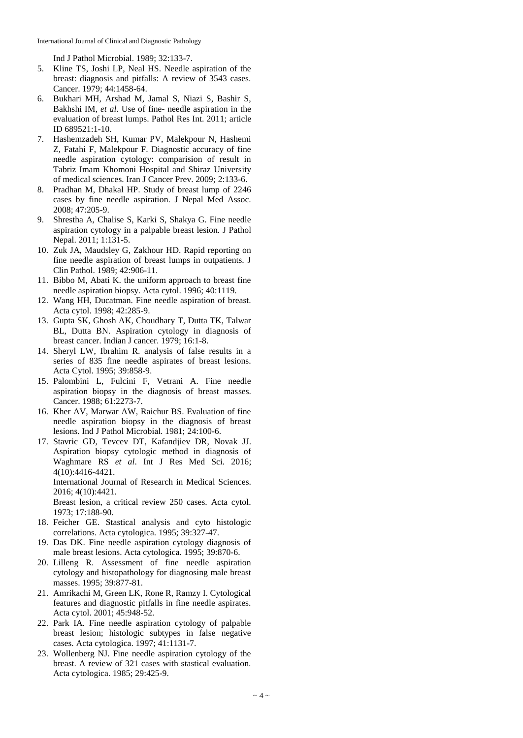Ind J Pathol Microbial. 1989; 32:133-7.

5. Kline TS, Joshi LP, Neal HS. Needle aspiration of the breast: diagnosis and pitfalls: A review of 3543 cases. Cancer. 1979; 44:1458-64.
6. Bukhari MH, Arshad M, Jamal S, Niazi S, Bashir S, Bakhshi IM, *et al*. Use of fine- needle aspiration in the evaluation of breast lumps. Pathol Res Int. 2011; article ID 689521:1-10.
7. Hashemzadeh SH, Kumar PV, Malekpour N, Hashemi Z, Fatahi F, Malekpour F. Diagnostic accuracy of fine needle aspiration cytology: comparision of result in Tabriz Imam Khomoni Hospital and Shiraz University of medical sciences. Iran J Cancer Prev. 2009; 2:133-6.
8. Pradhan M, Dhakal HP. Study of breast lump of 2246 cases by fine needle aspiration. J Nepal Med Assoc. 2008; 47:205-9.
9. Shrestha A, Chalise S, Karki S, Shakya G. Fine needle aspiration cytology in a palpable breast lesion. J Pathol Nepal. 2011; 1:131-5.
10. Zuk JA, Maudsley G, Zakhour HD. Rapid reporting on fine needle aspiration of breast lumps in outpatients. J Clin Pathol. 1989; 42:906-11.
11. Bibbo M, Abati K. the uniform approach to breast fine needle aspiration biopsy. Acta cytol. 1996; 40:1119.
12. Wang HH, Ducatman. Fine needle aspiration of breast. Acta cytol. 1998; 42:285-9.
13. Gupta SK, Ghosh AK, Choudhary T, Dutta TK, Talwar BL, Dutta BN. Aspiration cytology in diagnosis of breast cancer. Indian J cancer. 1979; 16:1-8.
14. Sheryl LW, Ibrahim R. analysis of false results in a series of 835 fine needle aspirates of breast lesions. Acta Cytol. 1995; 39:858-9.
15. Palombini L, Fulcini F, Vetrani A. Fine needle aspiration biopsy in the diagnosis of breast masses. Cancer. 1988; 61:2273-7.
16. Kher AV, Marwar AW, Raichur BS. Evaluation of fine needle aspiration biopsy in the diagnosis of breast lesions. Ind J Pathol Microbial. 1981; 24:100-6.
17. Stavric GD, Tevcev DT, Kafandjiev DR, Novak JJ. Aspiration biopsy cytologic method in diagnosis of Waghmare RS *et al*. Int J Res Med Sci. 2016; 4(10):4416-4421.
International Journal of Research in Medical Sciences. 2016; 4(10):4421.
Breast lesion, a critical review 250 cases. Acta cytol. 1973; 17:188-90.
18. Feicher GE. Stastical analysis and cyto histologic correlations. Acta cytologica. 1995; 39:327-47.
19. Das DK. Fine needle aspiration cytology diagnosis of male breast lesions. Acta cytologica. 1995; 39:870-6.
20. Lilleng R. Assessment of fine needle aspiration cytology and histopathology for diagnosing male breast masses. 1995; 39:877-81.
21. Amrikachi M, Green LK, Rone R, Ramzy I. Cytological features and diagnostic pitfalls in fine needle aspirates. Acta cytol. 2001; 45:948-52.
22. Park IA. Fine needle aspiration cytology of palpable breast lesion; histologic subtypes in false negative cases. Acta cytologica. 1997; 41:1131-7.
23. Wollenberg NJ. Fine needle aspiration cytology of the breast. A review of 321 cases with stastical evaluation. Acta cytologica. 1985; 29:425-9.